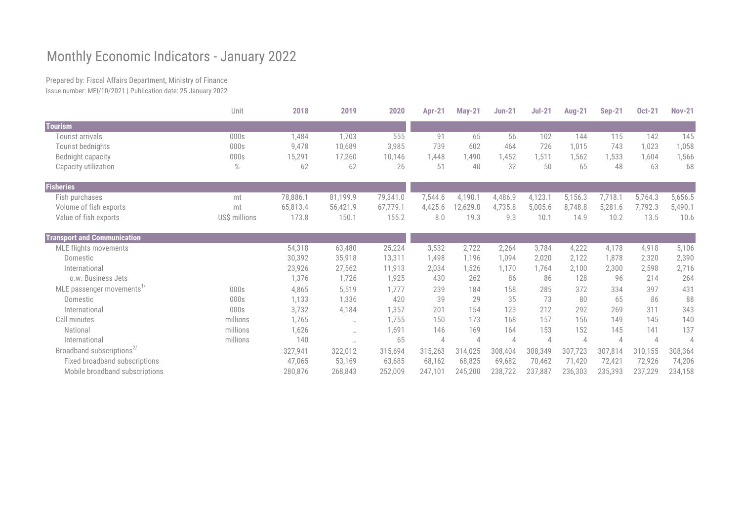# Monthly Economic Indicators - January 2022

Prepared by: Fiscal Affairs Department, Ministry of Finance

Issue number: MEI/10/2021 | Publication date: 25 January 2022

| | Unit | 2018 | 2019 | 2020 | Apr-21 | May-21 | Jun-21 | Jul-21 | Aug-21 | Sep-21 | Oct-21 | Nov-21 |
|---|---|---|---|---|---|---|---|---|---|---|---|---|
| **Tourism** | | | | | | | | | | | | |
| Tourist arrivals | 000s | 1,484 | 1,703 | 555 | 91 | 65 | 56 | 102 | 144 | 115 | 142 | 145 |
| Tourist bednights | 000s | 9,478 | 10,689 | 3,985 | 739 | 602 | 464 | 726 | 1,015 | 743 | 1,023 | 1,058 |
| Bednight capacity | 000s | 15,291 | 17,260 | 10,146 | 1,448 | 1,490 | 1,452 | 1,511 | 1,562 | 1,533 | 1,604 | 1,566 |
| Capacity utilization | % | 62 | 62 | 26 | 51 | 40 | 32 | 50 | 65 | 48 | 63 | 68 |
| **Fisheries** | | | | | | | | | | | | |
| Fish purchases | mt | 78,886.1 | 81,199.9 | 79,341.0 | 7,544.6 | 4,190.1 | 4,486.9 | 4,123.1 | 5,156.3 | 7,718.1 | 5,764.3 | 5,656.5 |
| Volume of fish exports | mt | 65,813.4 | 56,421.9 | 67,779.1 | 4,425.6 | 12,629.0 | 4,735.8 | 5,005.6 | 8,748.8 | 5,281.6 | 7,792.3 | 5,490.1 |
| Value of fish exports | US$ millions | 173.8 | 150.1 | 155.2 | 8.0 | 19.3 | 9.3 | 10.1 | 14.9 | 10.2 | 13.5 | 10.6 |
| **Transport and Communication** | | | | | | | | | | | | |
| MLE flights movements | | 54,318 | 63,480 | 25,224 | 3,532 | 2,722 | 2,264 | 3,784 | 4,222 | 4,178 | 4,918 | 5,106 |
| Domestic | | 30,392 | 35,918 | 13,311 | 1,498 | 1,196 | 1,094 | 2,020 | 2,122 | 1,878 | 2,320 | 2,390 |
| International | | 23,926 | 27,562 | 11,913 | 2,034 | 1,526 | 1,170 | 1,764 | 2,100 | 2,300 | 2,598 | 2,716 |
| o.w. Business Jets | | 1,376 | 1,726 | 1,925 | 430 | 262 | 86 | 86 | 128 | 96 | 214 | 264 |
| MLE passenger movements[1/] | 000s | 4,865 | 5,519 | 1,777 | 239 | 184 | 158 | 285 | 372 | 334 | 397 | 431 |
| Domestic | 000s | 1,133 | 1,336 | 420 | 39 | 29 | 35 | 73 | 80 | 65 | 86 | 88 |
| International | 000s | 3,732 | 4,184 | 1,357 | 201 | 154 | 123 | 212 | 292 | 269 | 311 | 343 |
| Call minutes | millions | 1,765 | … | 1,755 | 150 | 173 | 168 | 157 | 156 | 149 | 145 | 140 |
| National | millions | 1,626 | … | 1,691 | 146 | 169 | 164 | 153 | 152 | 145 | 141 | 137 |
| International | millions | 140 | … | 65 | 4 | 4 | 4 | 4 | 4 | 4 | 4 | 4 |
| Broadband subscriptions[2/] | | 327,941 | 322,012 | 315,694 | 315,263 | 314,025 | 308,404 | 308,349 | 307,723 | 307,814 | 310,155 | 308,364 |
| Fixed broadband subscriptions | | 47,065 | 53,169 | 63,685 | 68,162 | 68,825 | 69,682 | 70,462 | 71,420 | 72,421 | 72,926 | 74,206 |
| Mobile broadband subscriptions | | 280,876 | 268,843 | 252,009 | 247,101 | 245,200 | 238,722 | 237,887 | 236,303 | 235,393 | 237,229 | 234,158 |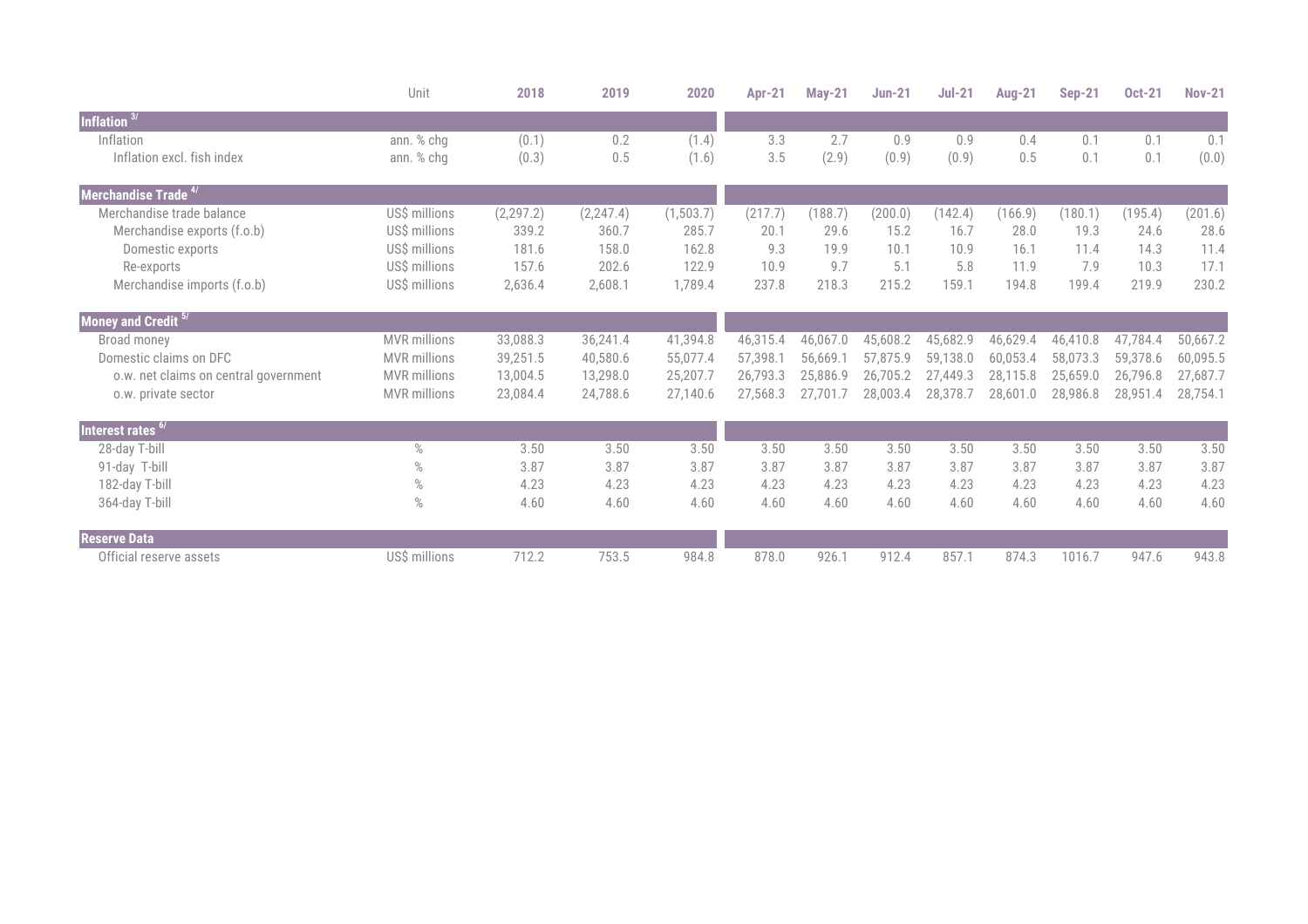| | Unit | 2018 | 2019 | 2020 | Apr-21 | May-21 | Jun-21 | Jul-21 | Aug-21 | Sep-21 | Oct-21 | Nov-21 |
|---|---|---|---|---|---|---|---|---|---|---|---|---|
| **Inflation [3/]** | | | | | | | | | | | | |
| Inflation | ann. % chg | (0.1) | 0.2 | (1.4) | 3.3 | 2.7 | 0.9 | 0.9 | 0.4 | 0.1 | 0.1 | 0.1 |
| Inflation excl. fish index | ann. % chg | (0.3) | 0.5 | (1.6) | 3.5 | (2.9) | (0.9) | (0.9) | 0.5 | 0.1 | 0.1 | (0.0) |
| **Merchandise Trade [4/]** | | | | | | | | | | | | |
| Merchandise trade balance | US$ millions | (2,297.2) | (2,247.4) | (1,503.7) | (217.7) | (188.7) | (200.0) | (142.4) | (166.9) | (180.1) | (195.4) | (201.6) |
| Merchandise exports (f.o.b) | US$ millions | 339.2 | 360.7 | 285.7 | 20.1 | 29.6 | 15.2 | 16.7 | 28.0 | 19.3 | 24.6 | 28.6 |
| Domestic exports | US$ millions | 181.6 | 158.0 | 162.8 | 9.3 | 19.9 | 10.1 | 10.9 | 16.1 | 11.4 | 14.3 | 11.4 |
| Re-exports | US$ millions | 157.6 | 202.6 | 122.9 | 10.9 | 9.7 | 5.1 | 5.8 | 11.9 | 7.9 | 10.3 | 17.1 |
| Merchandise imports (f.o.b) | US$ millions | 2,636.4 | 2,608.1 | 1,789.4 | 237.8 | 218.3 | 215.2 | 159.1 | 194.8 | 199.4 | 219.9 | 230.2 |
| **Money and Credit [5/]** | | | | | | | | | | | | |
| Broad money | MVR millions | 33,088.3 | 36,241.4 | 41,394.8 | 46,315.4 | 46,067.0 | 45,608.2 | 45,682.9 | 46,629.4 | 46,410.8 | 47,784.4 | 50,667.2 |
| Domestic claims on DFC | MVR millions | 39,251.5 | 40,580.6 | 55,077.4 | 57,398.1 | 56,669.1 | 57,875.9 | 59,138.0 | 60,053.4 | 58,073.3 | 59,378.6 | 60,095.5 |
| o.w. net claims on central government | MVR millions | 13,004.5 | 13,298.0 | 25,207.7 | 26,793.3 | 25,886.9 | 26,705.2 | 27,449.3 | 28,115.8 | 25,659.0 | 26,796.8 | 27,687.7 |
| o.w. private sector | MVR millions | 23,084.4 | 24,788.6 | 27,140.6 | 27,568.3 | 27,701.7 | 28,003.4 | 28,378.7 | 28,601.0 | 28,986.8 | 28,951.4 | 28,754.1 |
| **Interest rates [6/]** | | | | | | | | | | | | |
| 28-day T-bill | % | 3.50 | 3.50 | 3.50 | 3.50 | 3.50 | 3.50 | 3.50 | 3.50 | 3.50 | 3.50 | 3.50 |
| 91-day T-bill | % | 3.87 | 3.87 | 3.87 | 3.87 | 3.87 | 3.87 | 3.87 | 3.87 | 3.87 | 3.87 | 3.87 |
| 182-day T-bill | % | 4.23 | 4.23 | 4.23 | 4.23 | 4.23 | 4.23 | 4.23 | 4.23 | 4.23 | 4.23 | 4.23 |
| 364-day T-bill | % | 4.60 | 4.60 | 4.60 | 4.60 | 4.60 | 4.60 | 4.60 | 4.60 | 4.60 | 4.60 | 4.60 |
| **Reserve Data** | | | | | | | | | | | | |
| Official reserve assets | US$ millions | 712.2 | 753.5 | 984.8 | 878.0 | 926.1 | 912.4 | 857.1 | 874.3 | 1016.7 | 947.6 | 943.8 |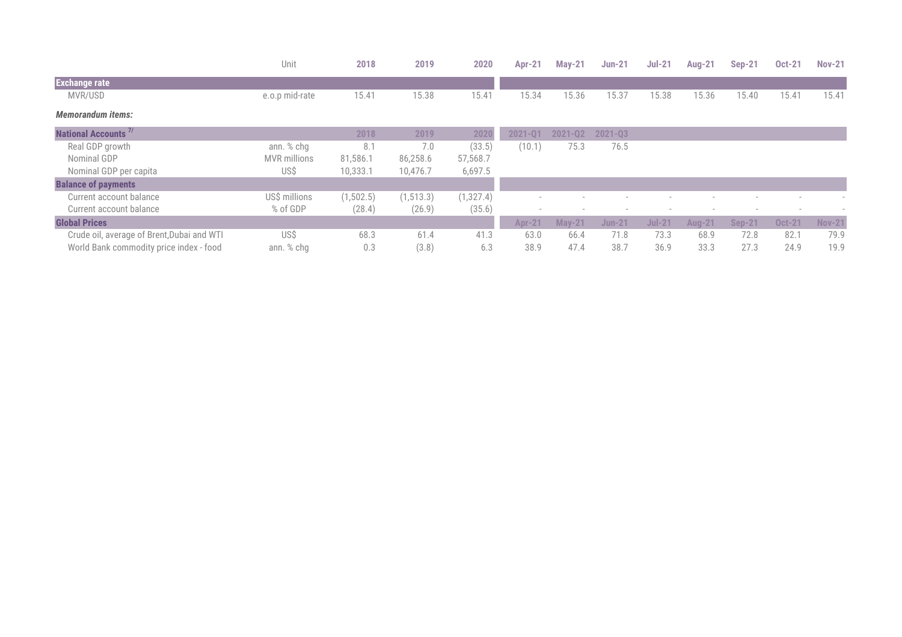| | Unit | 2018 | 2019 | 2020 | Apr-21 | May-21 | Jun-21 | Jul-21 | Aug-21 | Sep-21 | Oct-21 | Nov-21 |
|---|---|---|---|---|---|---|---|---|---|---|---|---|
| **Exchange rate** | | | | | | | | | | | | |
| MVR/USD | e.o.p mid-rate | 15.41 | 15.38 | 15.41 | 15.34 | 15.36 | 15.37 | 15.38 | 15.36 | 15.40 | 15.41 | 15.41 |

***Memorandum items:***

| | Unit | 2018 | 2019 | 2020 | 2021-Q1 | 2021-Q2 | 2021-Q3 | | | | | |
|---|---|---|---|---|---|---|---|---|---|---|---|---|
| **National Accounts** [7/] | | | | | | | | | | | | |
| Real GDP growth | ann. % chg | 8.1 | 7.0 | (33.5) | (10.1) | 75.3 | 76.5 | | | | | |
| Nominal GDP | MVR millions | 81,586.1 | 86,258.6 | 57,568.7 | | | | | | | | |
| Nominal GDP per capita | US$ | 10,333.1 | 10,476.7 | 6,697.5 | | | | | | | | |
| **Balance of payments** | | | | | | | | | | | | |
| Current account balance | US$ millions | (1,502.5) | (1,513.3) | (1,327.4) | - | - | - | - | - | - | - | - |
| Current account balance | % of GDP | (28.4) | (26.9) | (35.6) | - | - | - | - | - | - | - | - |
| **Global Prices** | | | | | **Apr-21** | **May-21** | **Jun-21** | **Jul-21** | **Aug-21** | **Sep-21** | **Oct-21** | **Nov-21** |
| Crude oil, average of Brent,Dubai and WTI | US$ | 68.3 | 61.4 | 41.3 | 63.0 | 66.4 | 71.8 | 73.3 | 68.9 | 72.8 | 82.1 | 79.9 |
| World Bank commodity price index - food | ann. % chg | 0.3 | (3.8) | 6.3 | 38.9 | 47.4 | 38.7 | 36.9 | 33.3 | 27.3 | 24.9 | 19.9 |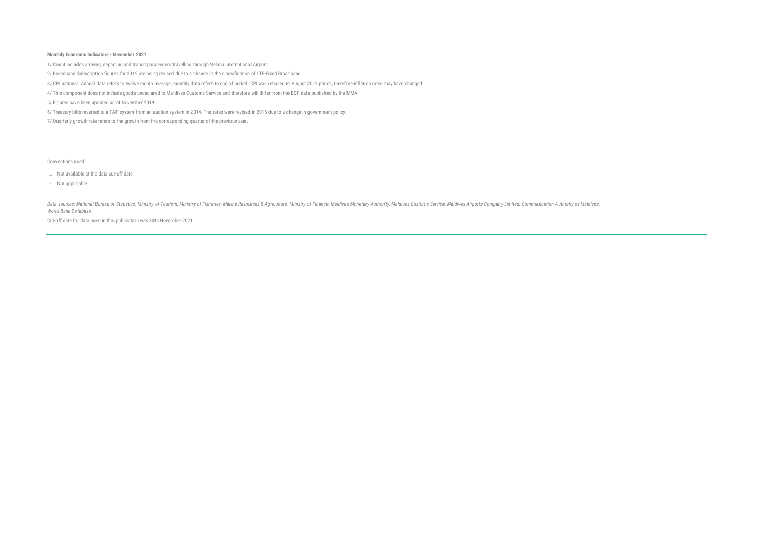**Monthly Economic Indicators - November 2021**

1/ Count includes arriving, departing and transit passengers travelling through Velana International Airport.

2/ Broadband Subscription figures for 2019 are being revised due to a change in the classification of LTE-Fixed Broadband.

3/ CPI national. Annual data refers to twelve month average, monthly data refers to end of period. CPI was rebased to August 2019 prices, therefore inflation rates may have changed.

4/ This component does not include goods undeclared to Maldives Customs Service and therefore will differ from the BOP data published by the MMA.

5/ Figures have been updated as of November 2019.

6/ Treasury bills reverted to a TAP system from an auction system in 2014. The rates were revised in 2015 due to a change in government policy.

7/ Quarterly growth rate refers to the growth from the corresponding quarter of the previous year.

Conventions used:

… Not available at the data cut-off date

\- Not applicable

*Data sources: National Bureau of Statistics, Ministry of Tourism, Ministry of Fisheries, Marine Resources & Agriculture, Ministry of Finance, Maldives Monetary Authority, Maldives Customs Service, Maldives Airports Company Limited, Communication Authority of Maldives, World Bank Database.*

Cut-off date for data used in this publication was 30th November 2021